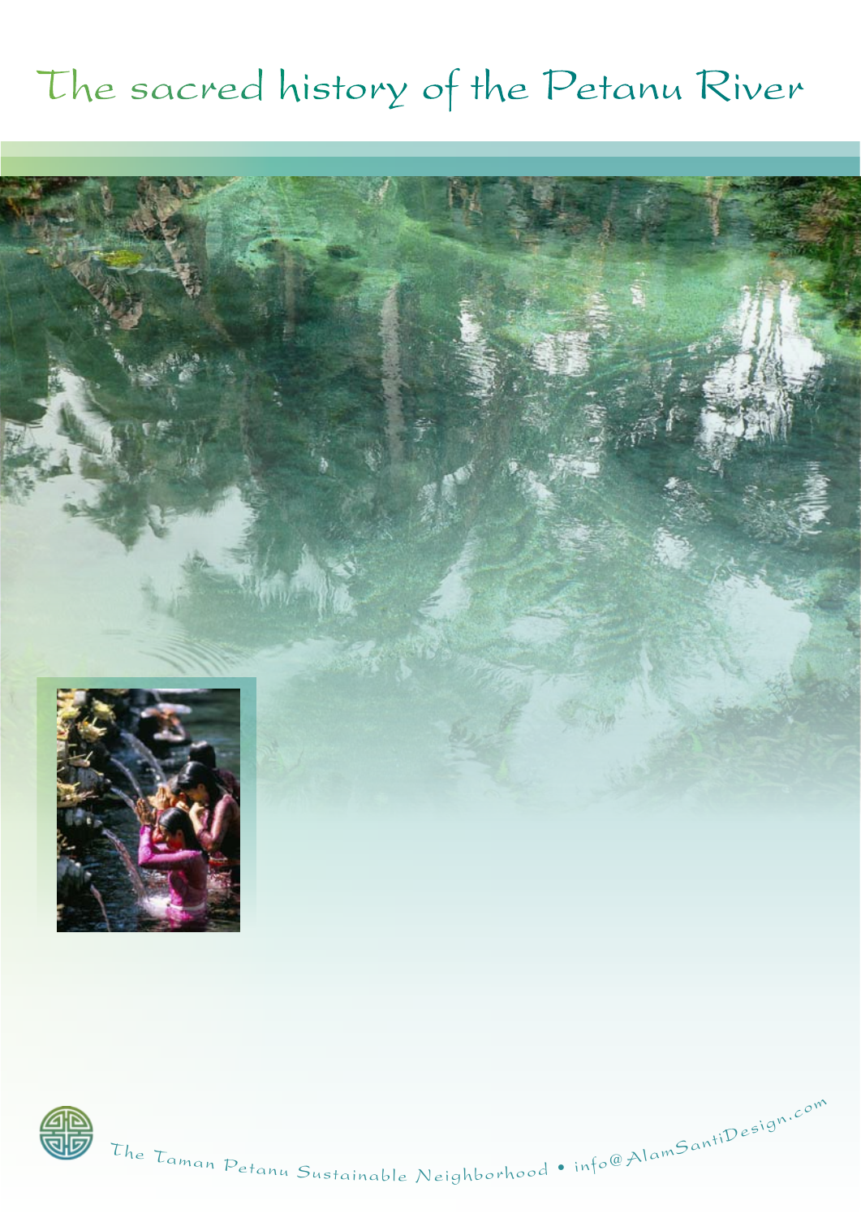# The sacred history of the Petanu River

The Taman Petanu Sustainable Neighborhood • info@AlamSantiDesign.com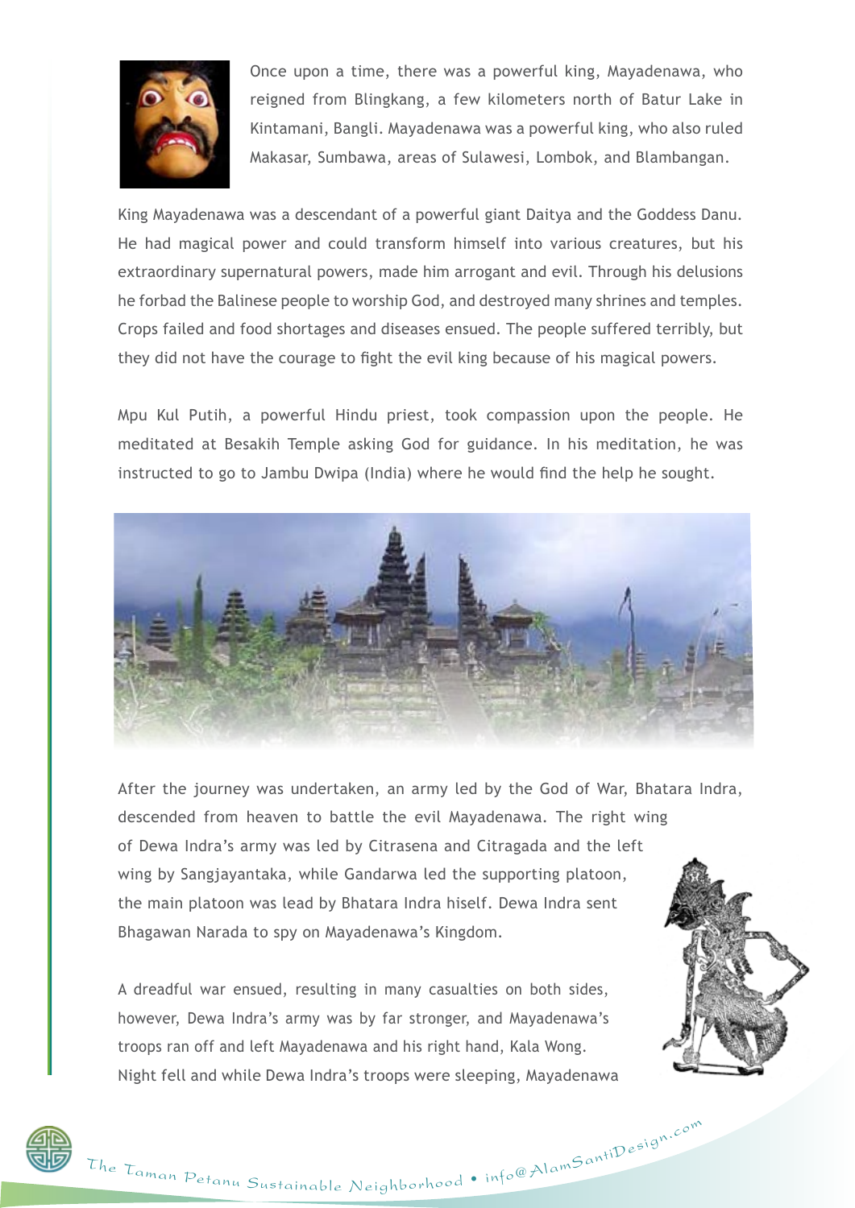Once upon a time, there was a powerful king, Mayadenawa, who reigned from Blingkang, a few kilometers north of Batur Lake in Kintamani, Bangli. Mayadenawa was a powerful king, who also ruled Makasar, Sumbawa, areas of Sulawesi, Lombok, and Blambangan.

King Mayadenawa was a descendant of a powerful giant Daitya and the Goddess Danu. He had magical power and could transform himself into various creatures, but his extraordinary supernatural powers, made him arrogant and evil. Through his delusions he forbad the Balinese people to worship God, and destroyed many shrines and temples. Crops failed and food shortages and diseases ensued. The people suffered terribly, but they did not have the courage to fight the evil king because of his magical powers.

Mpu Kul Putih, a powerful Hindu priest, took compassion upon the people. He meditated at Besakih Temple asking God for guidance. In his meditation, he was instructed to go to Jambu Dwipa (India) where he would find the help he sought.

After the journey was undertaken, an army led by the God of War, Bhatara Indra, descended from heaven to battle the evil Mayadenawa. The right wing of Dewa Indra's army was led by Citrasena and Citragada and the left wing by Sangjayantaka, while Gandarwa led the supporting platoon, the main platoon was lead by Bhatara Indra hiself. Dewa Indra sent Bhagawan Narada to spy on Mayadenawa's Kingdom.

A dreadful war ensued, resulting in many casualties on both sides, however, Dewa Indra's army was by far stronger, and Mayadenawa's troops ran off and left Mayadenawa and his right hand, Kala Wong. Night fell and while Dewa Indra's troops were sleeping, Mayadenawa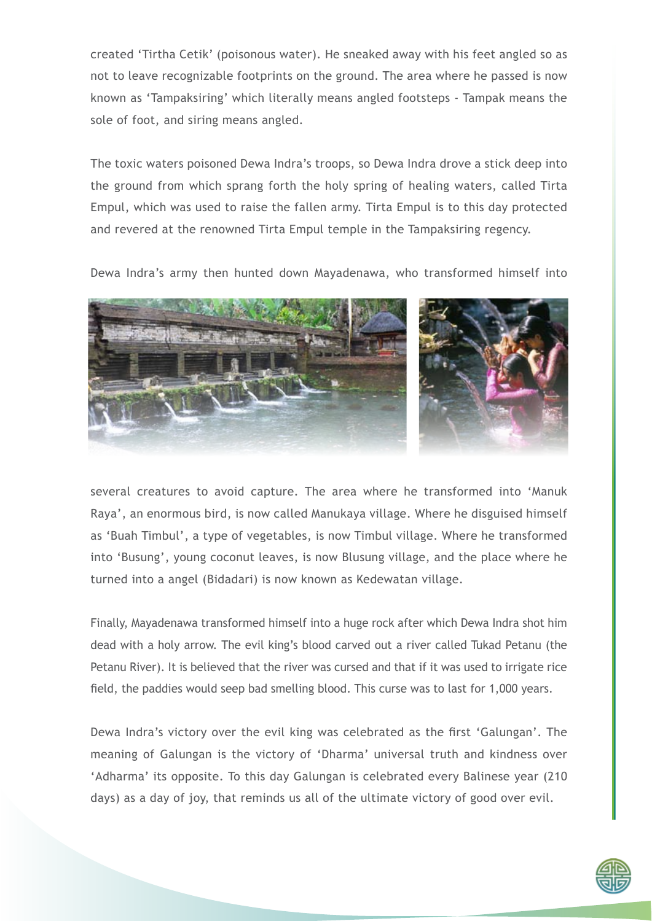created 'Tirtha Cetik' (poisonous water). He sneaked away with his feet angled so as not to leave recognizable footprints on the ground. The area where he passed is now known as 'Tampaksiring' which literally means angled footsteps - Tampak means the sole of foot, and siring means angled.

The toxic waters poisoned Dewa Indra's troops, so Dewa Indra drove a stick deep into the ground from which sprang forth the holy spring of healing waters, called Tirta Empul, which was used to raise the fallen army. Tirta Empul is to this day protected and revered at the renowned Tirta Empul temple in the Tampaksiring regency.

Dewa Indra's army then hunted down Mayadenawa, who transformed himself into several creatures to avoid capture. The area where he transformed into 'Manuk Raya', an enormous bird, is now called Manukaya village. Where he disguised himself as 'Buah Timbul', a type of vegetables, is now Timbul village. Where he transformed into 'Busung', young coconut leaves, is now Blusung village, and the place where he turned into a angel (Bidadari) is now known as Kedewatan village.

Finally, Mayadenawa transformed himself into a huge rock after which Dewa Indra shot him dead with a holy arrow. The evil king's blood carved out a river called Tukad Petanu (the Petanu River). It is believed that the river was cursed and that if it was used to irrigate rice field, the paddies would seep bad smelling blood. This curse was to last for 1,000 years.

Dewa Indra's victory over the evil king was celebrated as the first 'Galungan'. The meaning of Galungan is the victory of 'Dharma' universal truth and kindness over 'Adharma' its opposite. To this day Galungan is celebrated every Balinese year (210 days) as a day of joy, that reminds us all of the ultimate victory of good over evil.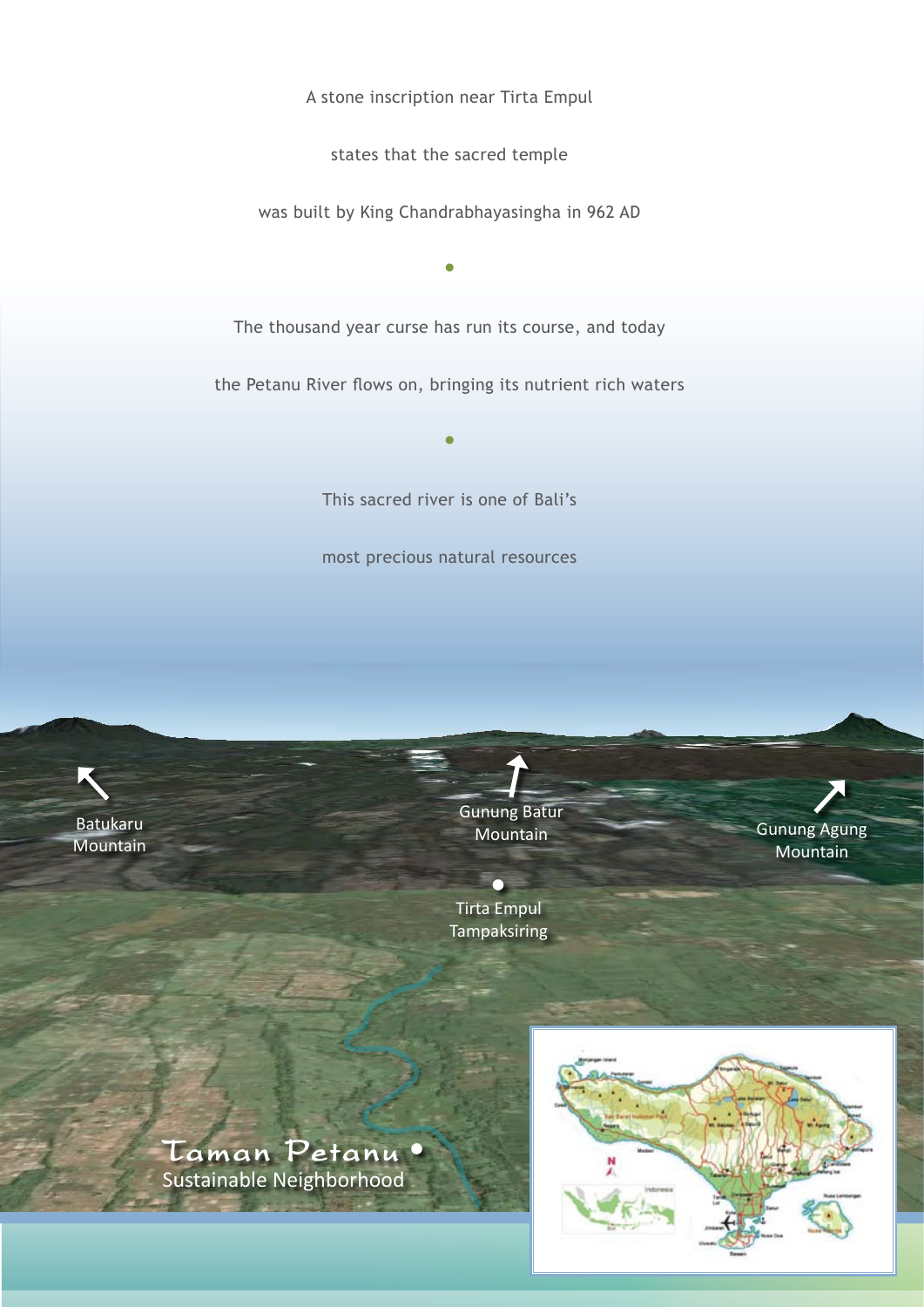A stone inscription near Tirta Empul

states that the sacred temple

was built by King Chandrabhayasingha in 962 AD

•

The thousand year curse has run its course, and today

the Petanu River flows on, bringing its nutrient rich waters

•

This sacred river is one of Bali's

most precious natural resources

Batukaru Mountain

Gunung Batur Mountain

Gunung Agung Mountain

Tirta Empul Tampaksiring

Taman Petanu •
Sustainable Neighborhood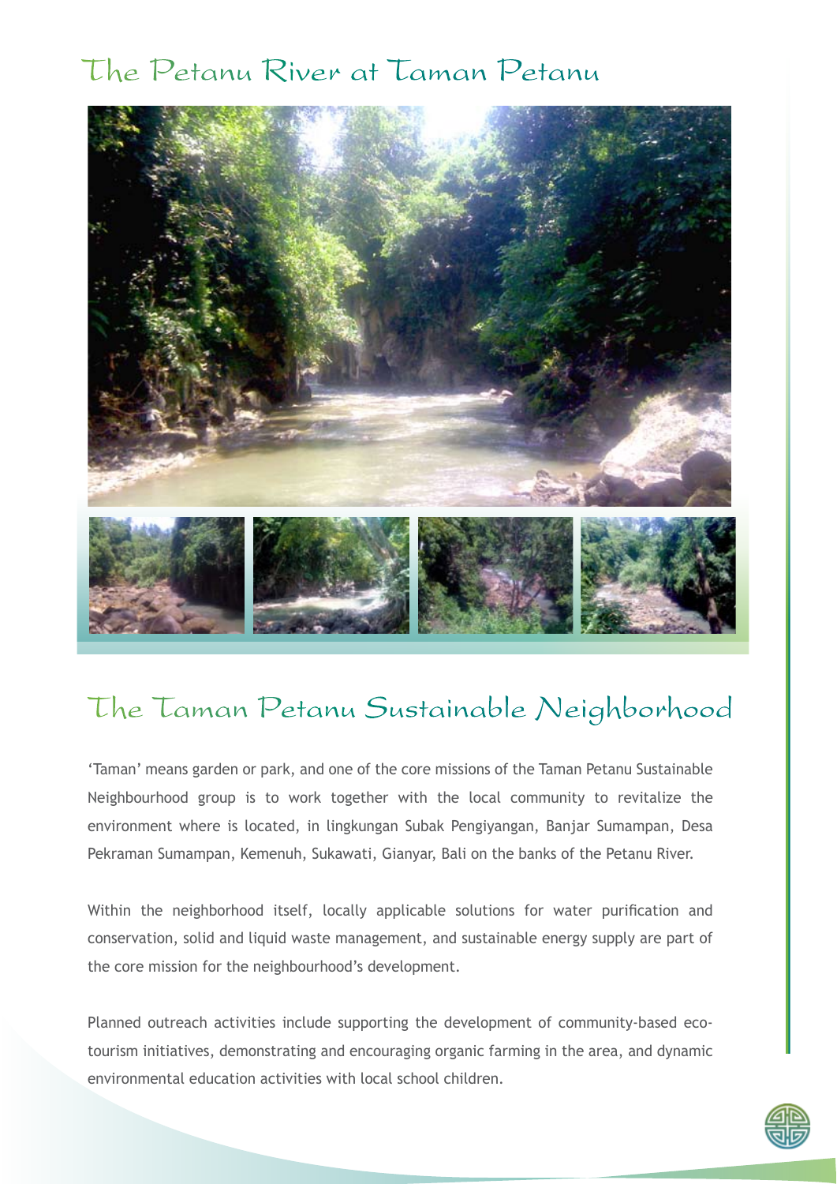# The Petanu River at Taman Petanu

# The Taman Petanu Sustainable Neighborhood

'Taman' means garden or park, and one of the core missions of the Taman Petanu Sustainable Neighbourhood group is to work together with the local community to revitalize the environment where is located, in lingkungan Subak Pengiyangan, Banjar Sumampan, Desa Pekraman Sumampan, Kemenuh, Sukawati, Gianyar, Bali on the banks of the Petanu River.

Within the neighborhood itself, locally applicable solutions for water purification and conservation, solid and liquid waste management, and sustainable energy supply are part of the core mission for the neighbourhood's development.

Planned outreach activities include supporting the development of community-based eco-tourism initiatives, demonstrating and encouraging organic farming in the area, and dynamic environmental education activities with local school children.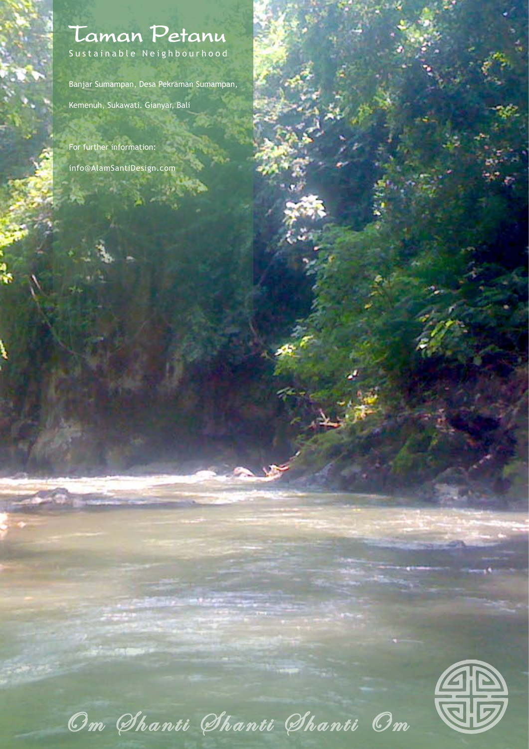# Taman Petanu

Sustainable Neighbourhood

Banjar Sumampan, Desa Pekraman Sumampan,

Kemenuh, Sukawati. Gianyar, Bali

For further information:

info@AlamSantiDesign.com

*Om Shanti Shanti Shanti Om*